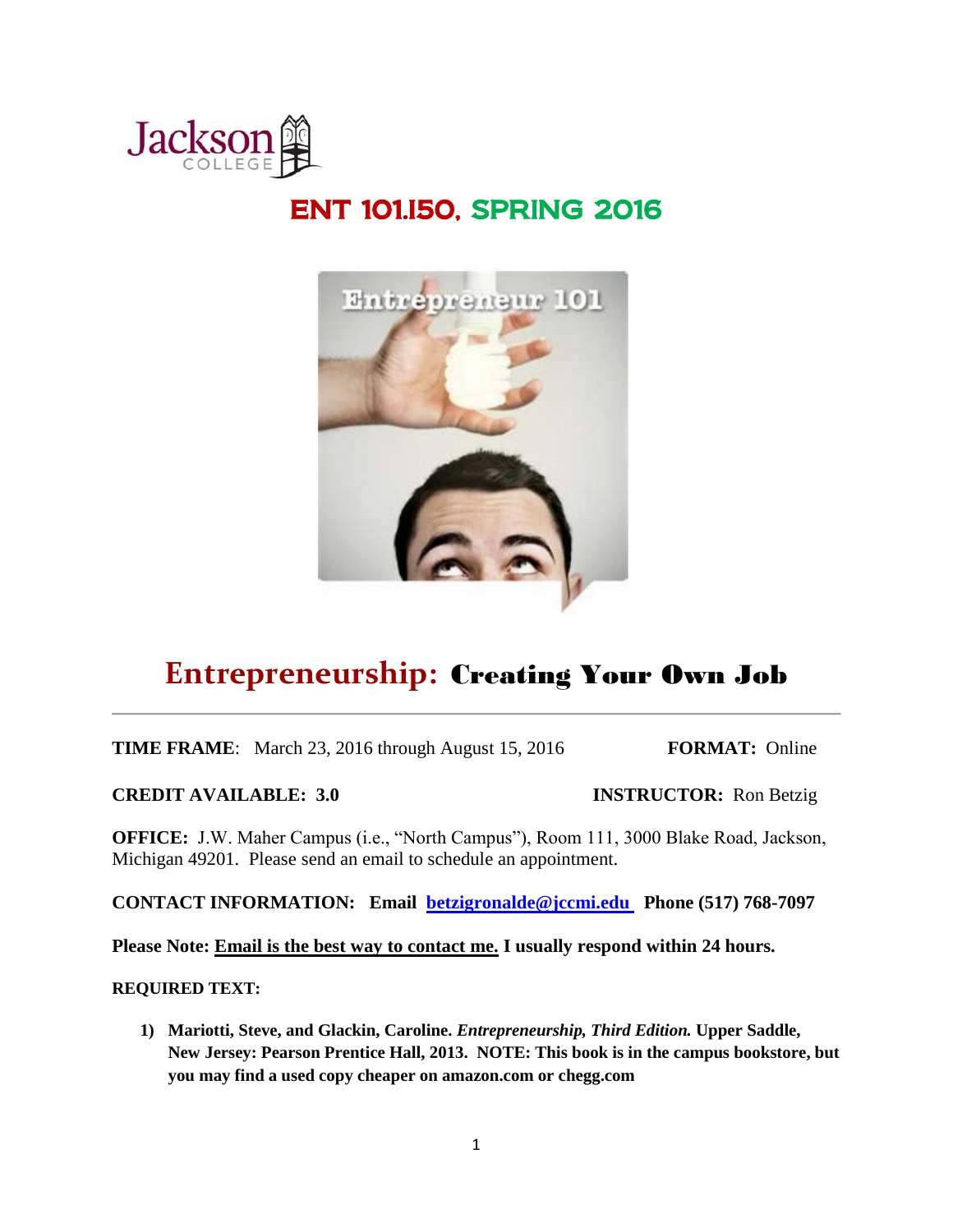# ENT 101.150, SPRING 2016

# Entrepreneurship: Creating Your Own Job

**TIME FRAME**: March 23, 2016 through August 15, 2016 **FORMAT:** Online

**CREDIT AVAILABLE: 3.0** **INSTRUCTOR:** Ron Betzig

**OFFICE:** J.W. Maher Campus (i.e., "North Campus"), Room 111, 3000 Blake Road, Jackson, Michigan 49201. Please send an email to schedule an appointment.

**CONTACT INFORMATION: Email betzigronalde@jccmi.edu Phone (517) 768-7097**

**Please Note: Email is the best way to contact me. I usually respond within 24 hours.**

**REQUIRED TEXT:**

1) **Mariotti, Steve, and Glackin, Caroline. *Entrepreneurship, Third Edition.* Upper Saddle, New Jersey: Pearson Prentice Hall, 2013. NOTE: This book is in the campus bookstore, but you may find a used copy cheaper on amazon.com or chegg.com**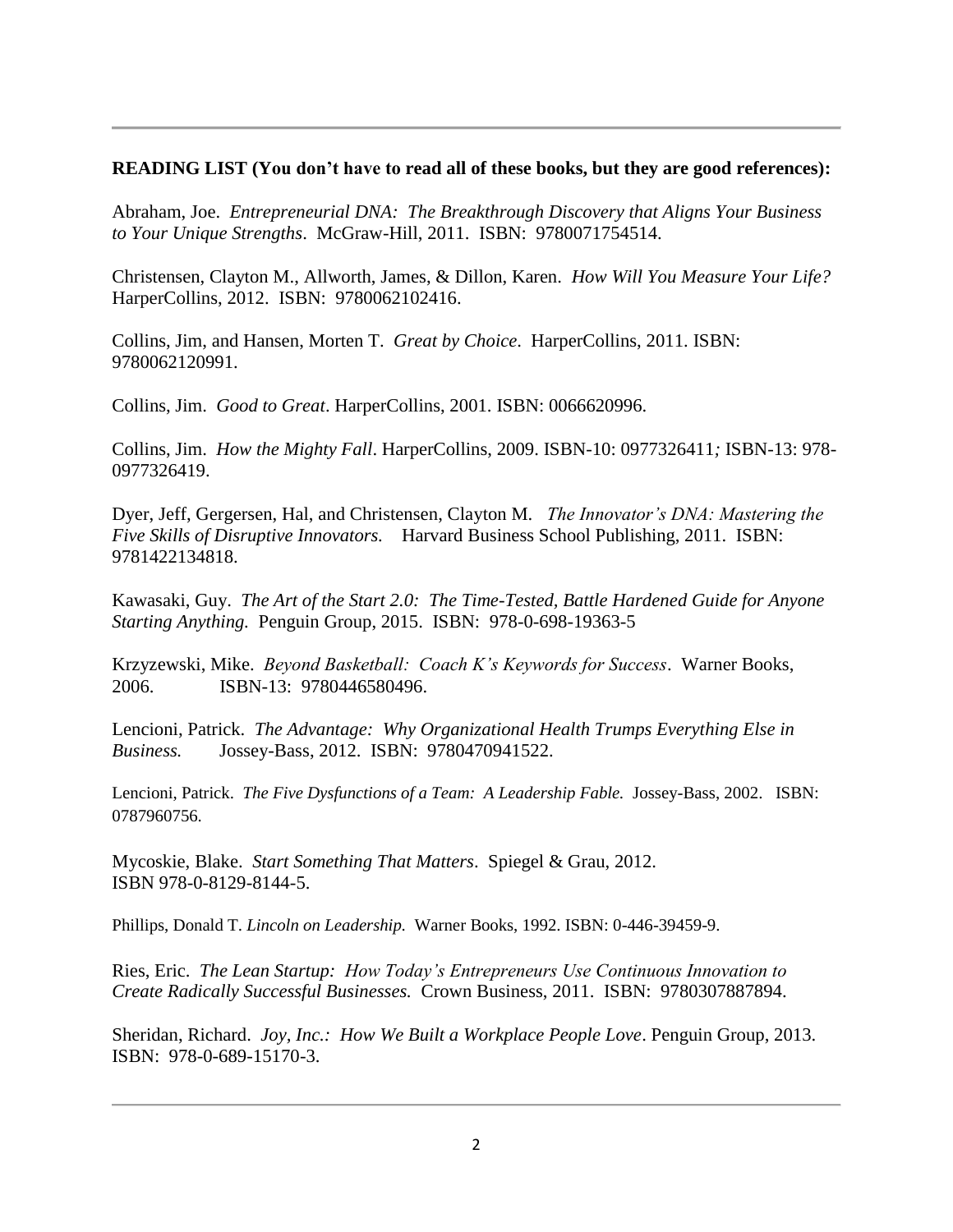**READING LIST (You don't have to read all of these books, but they are good references):**

Abraham, Joe. *Entrepreneurial DNA: The Breakthrough Discovery that Aligns Your Business to Your Unique Strengths*. McGraw-Hill, 2011. ISBN: 9780071754514.

Christensen, Clayton M., Allworth, James, & Dillon, Karen. *How Will You Measure Your Life?* HarperCollins, 2012. ISBN: 9780062102416.

Collins, Jim, and Hansen, Morten T. *Great by Choice*. HarperCollins, 2011. ISBN: 9780062120991.

Collins, Jim. *Good to Great*. HarperCollins, 2001. ISBN: 0066620996.

Collins, Jim. *How the Mighty Fall*. HarperCollins, 2009. ISBN-10: 0977326411*;* ISBN-13: 978-0977326419.

Dyer, Jeff, Gergersen, Hal, and Christensen, Clayton M. *The Innovator's DNA: Mastering the Five Skills of Disruptive Innovators.* Harvard Business School Publishing, 2011. ISBN: 9781422134818.

Kawasaki, Guy. *The Art of the Start 2.0: The Time-Tested, Battle Hardened Guide for Anyone Starting Anything.* Penguin Group, 2015. ISBN: 978-0-698-19363-5

Krzyzewski, Mike. *Beyond Basketball: Coach K's Keywords for Success*. Warner Books, 2006. ISBN-13: 9780446580496.

Lencioni, Patrick. *The Advantage: Why Organizational Health Trumps Everything Else in Business.* Jossey-Bass, 2012. ISBN: 9780470941522.

Lencioni, Patrick. *The Five Dysfunctions of a Team: A Leadership Fable.* Jossey-Bass, 2002. ISBN: 0787960756.

Mycoskie, Blake. *Start Something That Matters*. Spiegel & Grau, 2012. ISBN 978-0-8129-8144-5.

Phillips, Donald T. *Lincoln on Leadership.* Warner Books, 1992. ISBN: 0-446-39459-9.

Ries, Eric. *The Lean Startup: How Today's Entrepreneurs Use Continuous Innovation to Create Radically Successful Businesses.* Crown Business, 2011. ISBN: 9780307887894.

Sheridan, Richard. *Joy, Inc.: How We Built a Workplace People Love*. Penguin Group, 2013. ISBN: 978-0-689-15170-3.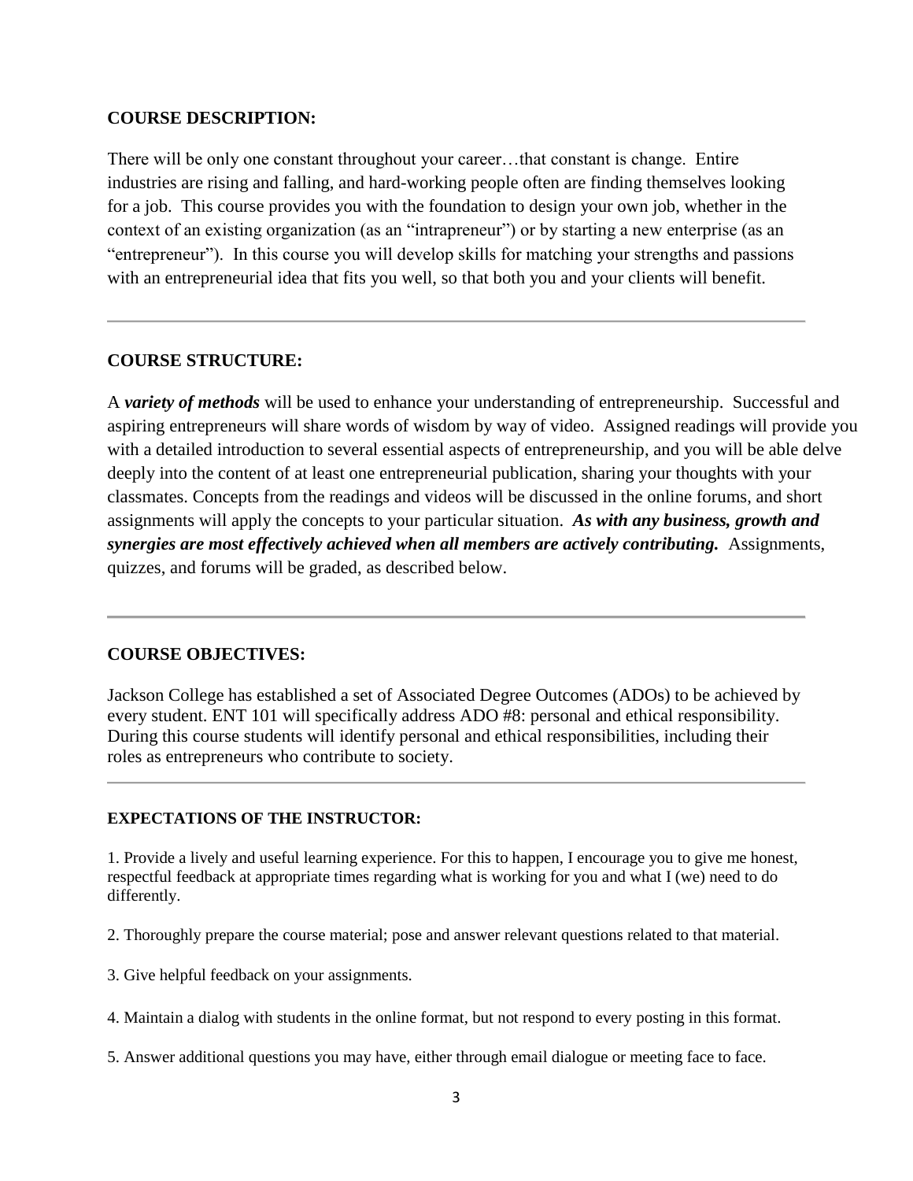## COURSE DESCRIPTION:

There will be only one constant throughout your career…that constant is change. Entire industries are rising and falling, and hard-working people often are finding themselves looking for a job. This course provides you with the foundation to design your own job, whether in the context of an existing organization (as an "intrapreneur") or by starting a new enterprise (as an "entrepreneur"). In this course you will develop skills for matching your strengths and passions with an entrepreneurial idea that fits you well, so that both you and your clients will benefit.

---

## COURSE STRUCTURE:

A ***variety of methods*** will be used to enhance your understanding of entrepreneurship. Successful and aspiring entrepreneurs will share words of wisdom by way of video. Assigned readings will provide you with a detailed introduction to several essential aspects of entrepreneurship, and you will be able delve deeply into the content of at least one entrepreneurial publication, sharing your thoughts with your classmates. Concepts from the readings and videos will be discussed in the online forums, and short assignments will apply the concepts to your particular situation. ***As with any business, growth and synergies are most effectively achieved when all members are actively contributing.*** Assignments, quizzes, and forums will be graded, as described below.

---

## COURSE OBJECTIVES:

Jackson College has established a set of Associated Degree Outcomes (ADOs) to be achieved by every student. ENT 101 will specifically address ADO #8: personal and ethical responsibility. During this course students will identify personal and ethical responsibilities, including their roles as entrepreneurs who contribute to society.

---

## EXPECTATIONS OF THE INSTRUCTOR:

1. Provide a lively and useful learning experience. For this to happen, I encourage you to give me honest, respectful feedback at appropriate times regarding what is working for you and what I (we) need to do differently.

2. Thoroughly prepare the course material; pose and answer relevant questions related to that material.

3. Give helpful feedback on your assignments.

4. Maintain a dialog with students in the online format, but not respond to every posting in this format.

5. Answer additional questions you may have, either through email dialogue or meeting face to face.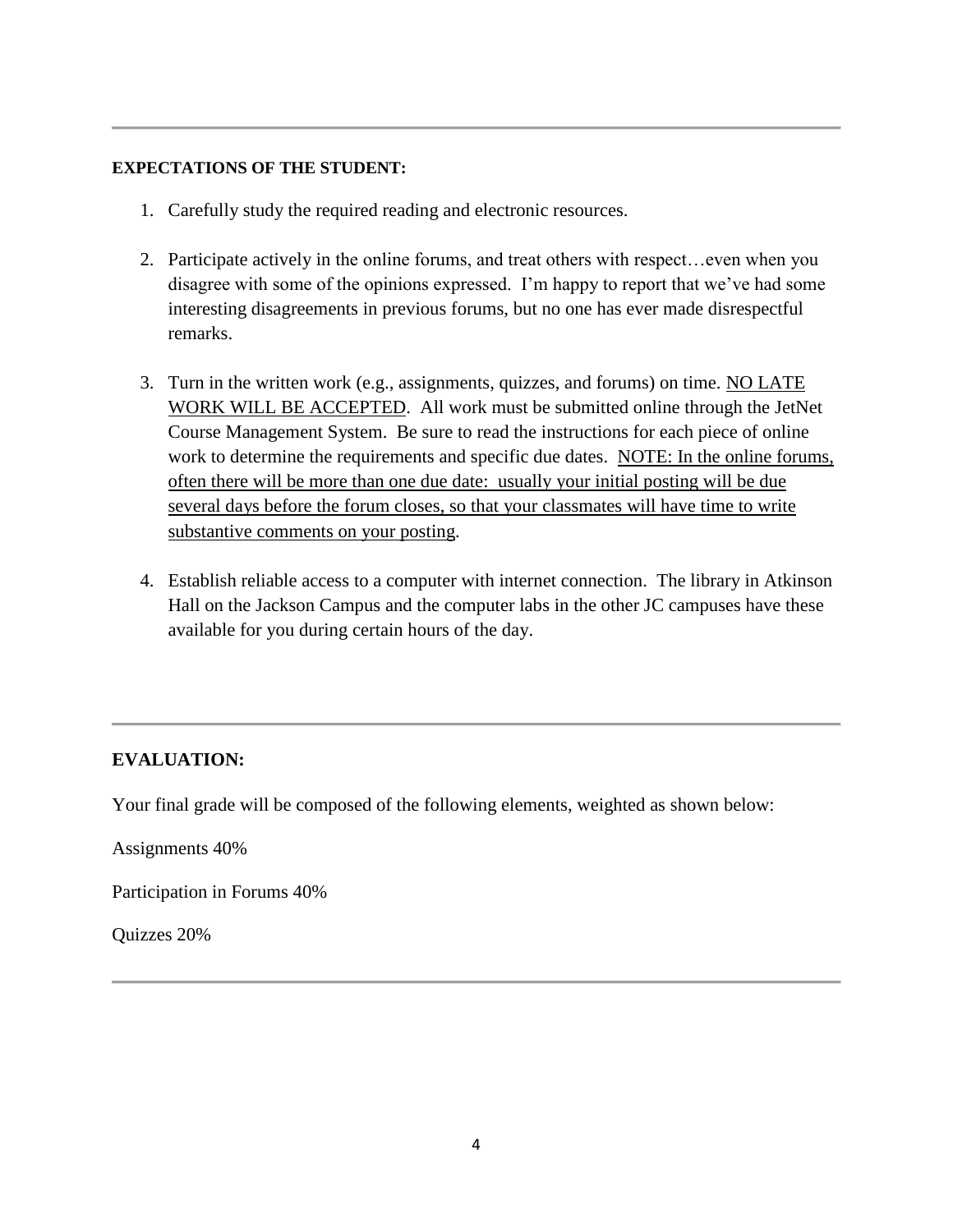---

**EXPECTATIONS OF THE STUDENT:**

1. Carefully study the required reading and electronic resources.

2. Participate actively in the online forums, and treat others with respect…even when you disagree with some of the opinions expressed. I'm happy to report that we've had some interesting disagreements in previous forums, but no one has ever made disrespectful remarks.

3. Turn in the written work (e.g., assignments, quizzes, and forums) on time. <u>NO LATE WORK WILL BE ACCEPTED</u>. All work must be submitted online through the JetNet Course Management System. Be sure to read the instructions for each piece of online work to determine the requirements and specific due dates. <u>NOTE: In the online forums, often there will be more than one due date: usually your initial posting will be due several days before the forum closes, so that your classmates will have time to write substantive comments on your posting</u>.

4. Establish reliable access to a computer with internet connection. The library in Atkinson Hall on the Jackson Campus and the computer labs in the other JC campuses have these available for you during certain hours of the day.

---

**EVALUATION:**

Your final grade will be composed of the following elements, weighted as shown below:

Assignments 40%

Participation in Forums 40%

Quizzes 20%

---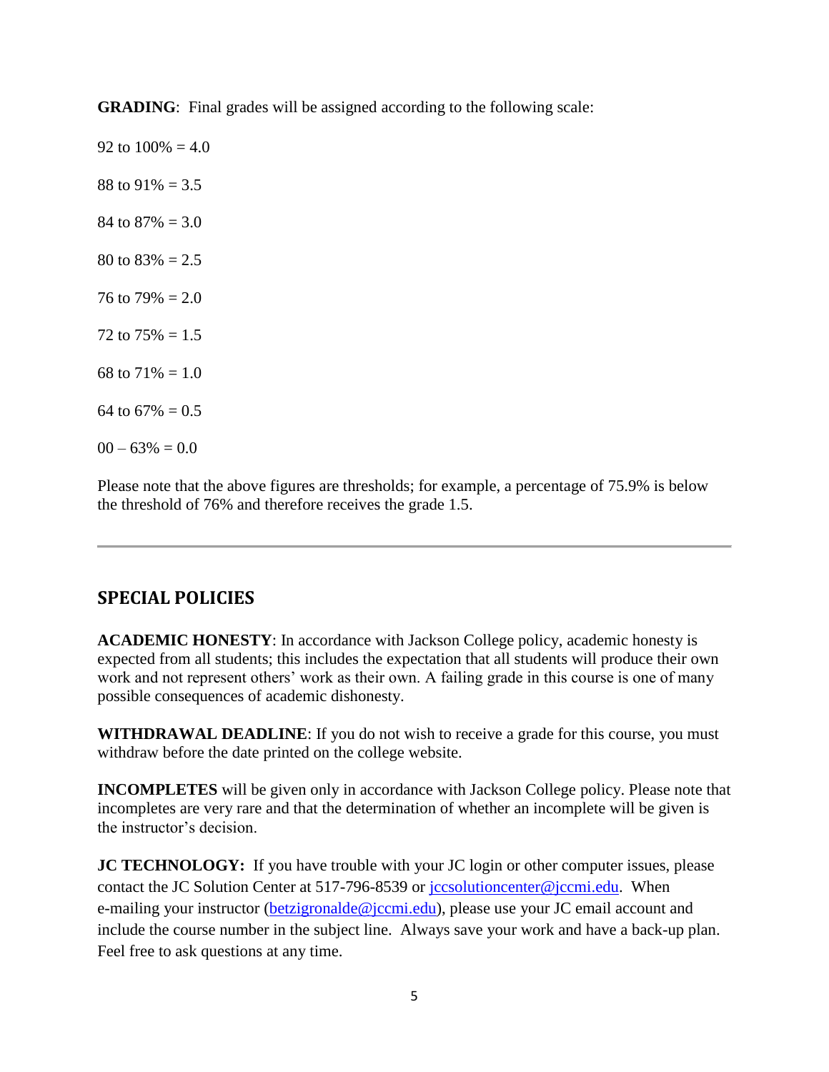**GRADING**: Final grades will be assigned according to the following scale:

92 to 100% = 4.0

88 to 91% = 3.5

84 to 87% = 3.0

80 to 83% = 2.5

76 to 79% = 2.0

72 to 75% = 1.5

68 to 71% = 1.0

64 to 67% = 0.5

00 – 63% = 0.0

Please note that the above figures are thresholds; for example, a percentage of 75.9% is below the threshold of 76% and therefore receives the grade 1.5.

---

## SPECIAL POLICIES

**ACADEMIC HONESTY**: In accordance with Jackson College policy, academic honesty is expected from all students; this includes the expectation that all students will produce their own work and not represent others' work as their own. A failing grade in this course is one of many possible consequences of academic dishonesty.

**WITHDRAWAL DEADLINE**: If you do not wish to receive a grade for this course, you must withdraw before the date printed on the college website.

**INCOMPLETES** will be given only in accordance with Jackson College policy. Please note that incompletes are very rare and that the determination of whether an incomplete will be given is the instructor's decision.

**JC TECHNOLOGY:** If you have trouble with your JC login or other computer issues, please contact the JC Solution Center at 517-796-8539 or jccsolutioncenter@jccmi.edu. When e-mailing your instructor (betzigronalde@jccmi.edu), please use your JC email account and include the course number in the subject line. Always save your work and have a back-up plan. Feel free to ask questions at any time.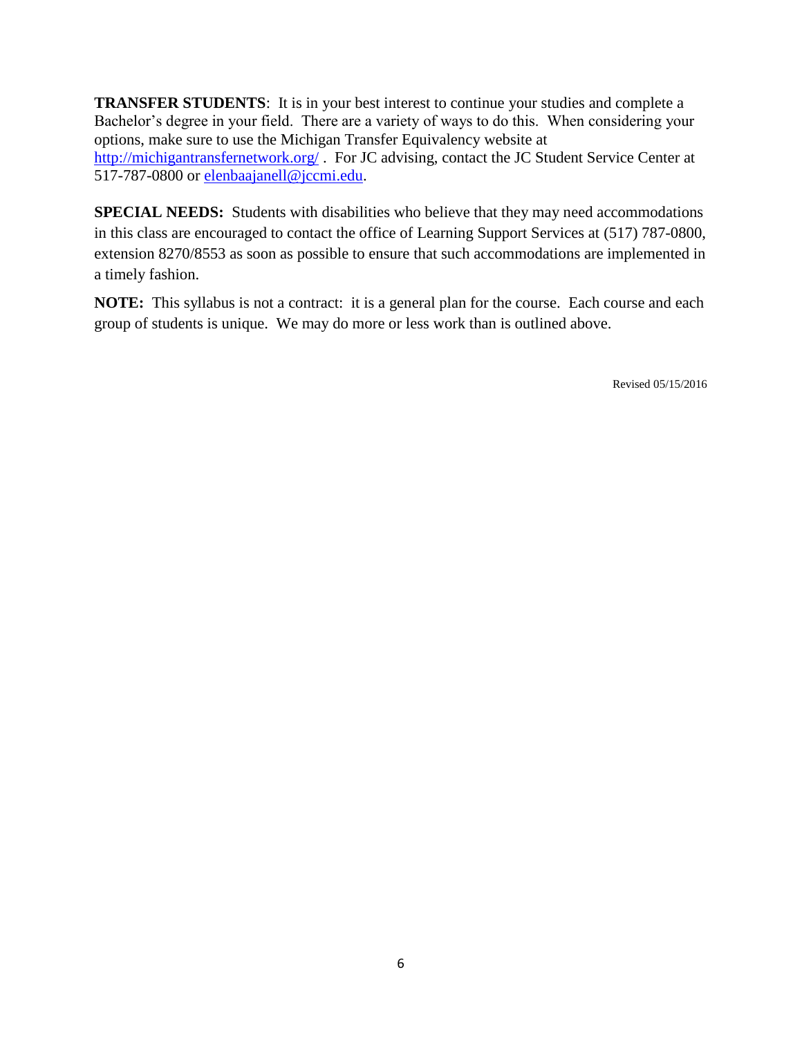**TRANSFER STUDENTS**: It is in your best interest to continue your studies and complete a Bachelor's degree in your field. There are a variety of ways to do this. When considering your options, make sure to use the Michigan Transfer Equivalency website at http://michigantransfernetwork.org/ . For JC advising, contact the JC Student Service Center at 517-787-0800 or elenbaajanell@jccmi.edu.

**SPECIAL NEEDS:** Students with disabilities who believe that they may need accommodations in this class are encouraged to contact the office of Learning Support Services at (517) 787-0800, extension 8270/8553 as soon as possible to ensure that such accommodations are implemented in a timely fashion.

**NOTE:** This syllabus is not a contract: it is a general plan for the course. Each course and each group of students is unique. We may do more or less work than is outlined above.

Revised 05/15/2016